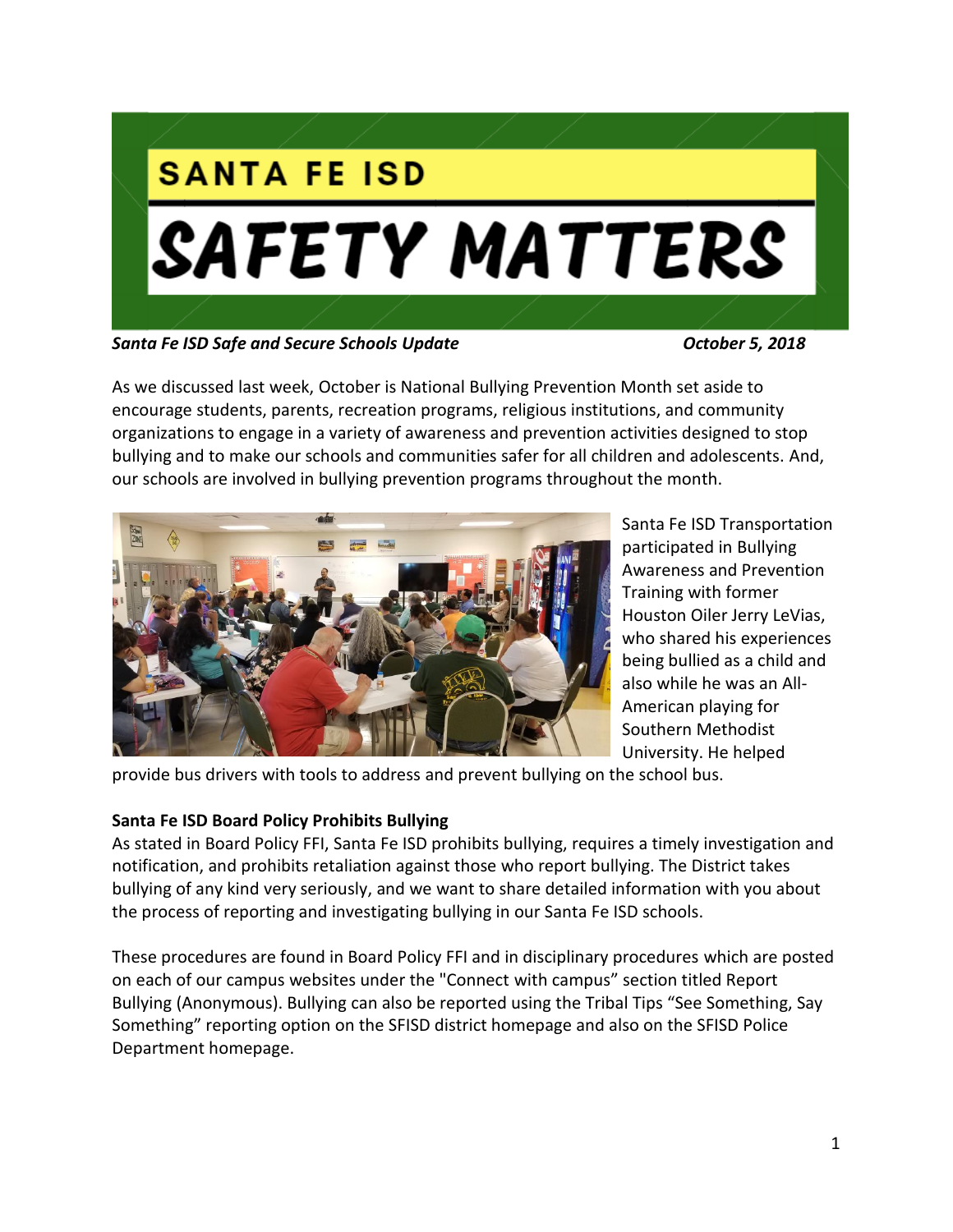# SANTA FE ISD

# SAFETY MATTERS

***Santa Fe ISD Safe and Secure Schools Update*** ***October 5, 2018***

As we discussed last week, October is National Bullying Prevention Month set aside to encourage students, parents, recreation programs, religious institutions, and community organizations to engage in a variety of awareness and prevention activities designed to stop bullying and to make our schools and communities safer for all children and adolescents. And, our schools are involved in bullying prevention programs throughout the month.

Santa Fe ISD Transportation participated in Bullying Awareness and Prevention Training with former Houston Oiler Jerry LeVias, who shared his experiences being bullied as a child and also while he was an All-American playing for Southern Methodist University. He helped provide bus drivers with tools to address and prevent bullying on the school bus.

**Santa Fe ISD Board Policy Prohibits Bullying**

As stated in Board Policy FFI, Santa Fe ISD prohibits bullying, requires a timely investigation and notification, and prohibits retaliation against those who report bullying. The District takes bullying of any kind very seriously, and we want to share detailed information with you about the process of reporting and investigating bullying in our Santa Fe ISD schools.

These procedures are found in Board Policy FFI and in disciplinary procedures which are posted on each of our campus websites under the "Connect with campus" section titled Report Bullying (Anonymous). Bullying can also be reported using the Tribal Tips "See Something, Say Something" reporting option on the SFISD district homepage and also on the SFISD Police Department homepage.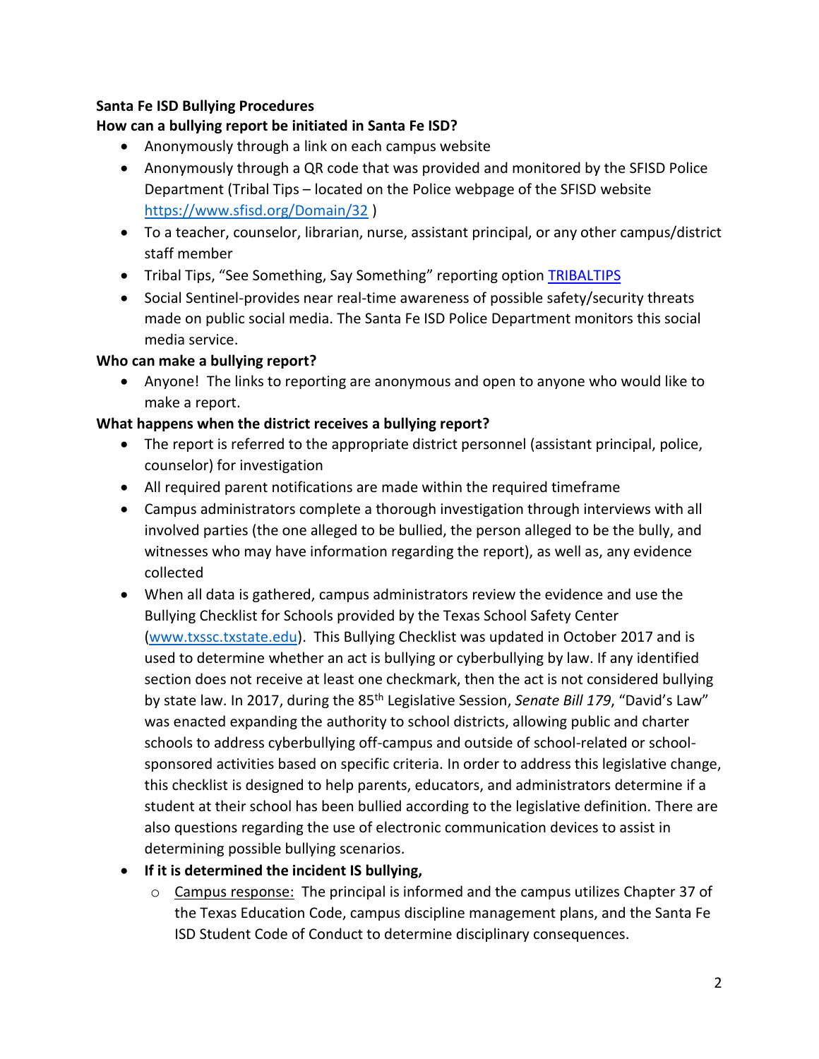**Santa Fe ISD Bullying Procedures**

**How can a bullying report be initiated in Santa Fe ISD?**

- Anonymously through a link on each campus website
- Anonymously through a QR code that was provided and monitored by the SFISD Police Department (Tribal Tips – located on the Police webpage of the SFISD website [https://www.sfisd.org/Domain/32](https://www.sfisd.org/Domain/32) )
- To a teacher, counselor, librarian, nurse, assistant principal, or any other campus/district staff member
- Tribal Tips, "See Something, Say Something" reporting option [TRIBALTIPS]()
- Social Sentinel-provides near real-time awareness of possible safety/security threats made on public social media. The Santa Fe ISD Police Department monitors this social media service.

**Who can make a bullying report?**

- Anyone! The links to reporting are anonymous and open to anyone who would like to make a report.

**What happens when the district receives a bullying report?**

- The report is referred to the appropriate district personnel (assistant principal, police, counselor) for investigation
- All required parent notifications are made within the required timeframe
- Campus administrators complete a thorough investigation through interviews with all involved parties (the one alleged to be bullied, the person alleged to be the bully, and witnesses who may have information regarding the report), as well as, any evidence collected
- When all data is gathered, campus administrators review the evidence and use the Bullying Checklist for Schools provided by the Texas School Safety Center ([www.txssc.txstate.edu](http://www.txssc.txstate.edu)). This Bullying Checklist was updated in October 2017 and is used to determine whether an act is bullying or cyberbullying by law. If any identified section does not receive at least one checkmark, then the act is not considered bullying by state law. In 2017, during the 85th Legislative Session, *Senate Bill 179*, "David's Law" was enacted expanding the authority to school districts, allowing public and charter schools to address cyberbullying off-campus and outside of school-related or school-sponsored activities based on specific criteria. In order to address this legislative change, this checklist is designed to help parents, educators, and administrators determine if a student at their school has been bullied according to the legislative definition. There are also questions regarding the use of electronic communication devices to assist in determining possible bullying scenarios.
- **If it is determined the incident IS bullying,**
  - Campus response: The principal is informed and the campus utilizes Chapter 37 of the Texas Education Code, campus discipline management plans, and the Santa Fe ISD Student Code of Conduct to determine disciplinary consequences.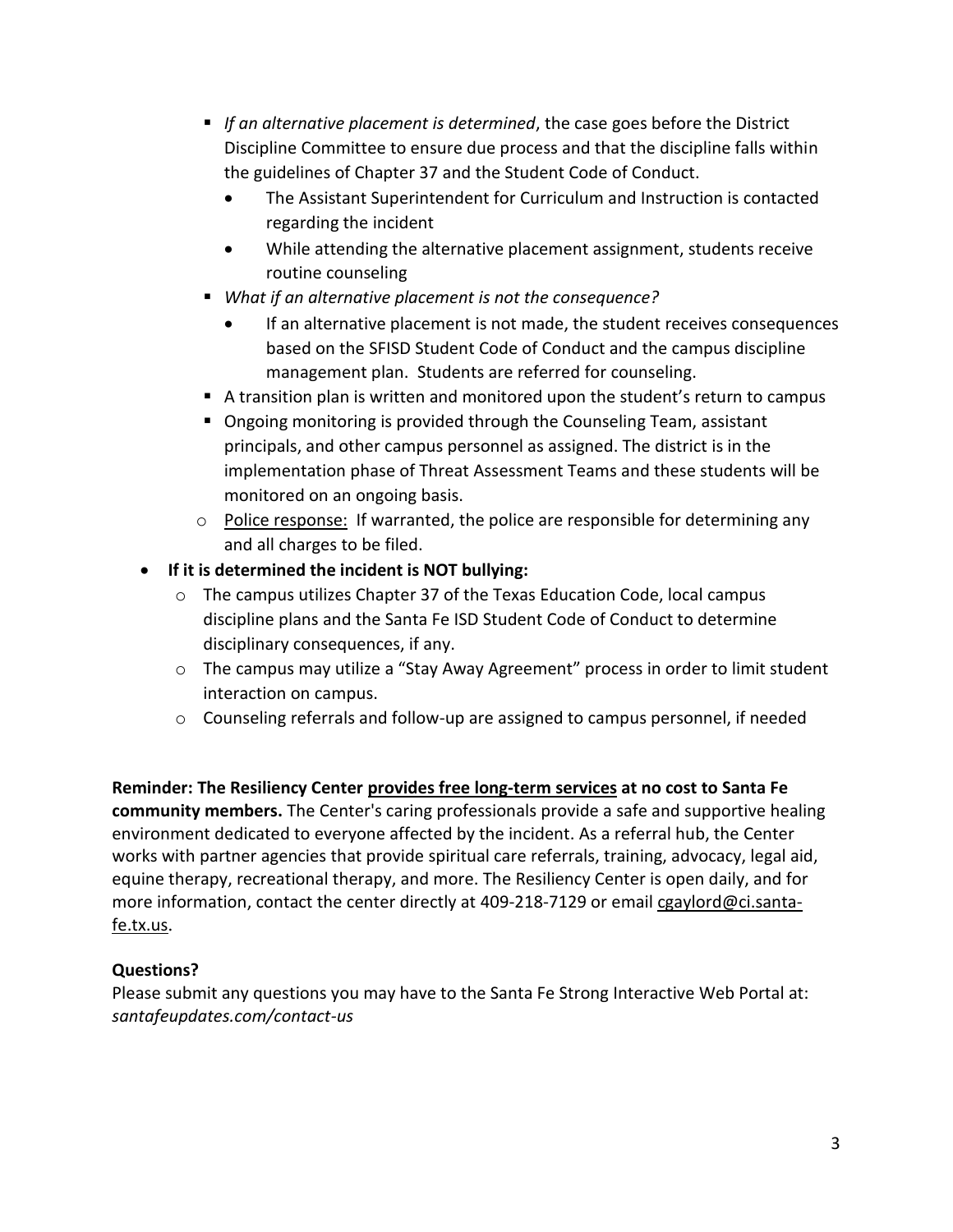- *If an alternative placement is determined*, the case goes before the District Discipline Committee to ensure due process and that the discipline falls within the guidelines of Chapter 37 and the Student Code of Conduct.
          - The Assistant Superintendent for Curriculum and Instruction is contacted regarding the incident
          - While attending the alternative placement assignment, students receive routine counseling
        - *What if an alternative placement is not the consequence?*
          - If an alternative placement is not made, the student receives consequences based on the SFISD Student Code of Conduct and the campus discipline management plan. Students are referred for counseling.
        - A transition plan is written and monitored upon the student's return to campus
        - Ongoing monitoring is provided through the Counseling Team, assistant principals, and other campus personnel as assigned. The district is in the implementation phase of Threat Assessment Teams and these students will be monitored on an ongoing basis.
    - Police response: If warranted, the police are responsible for determining any and all charges to be filed.
- **If it is determined the incident is NOT bullying:**
    - The campus utilizes Chapter 37 of the Texas Education Code, local campus discipline plans and the Santa Fe ISD Student Code of Conduct to determine disciplinary consequences, if any.
    - The campus may utilize a "Stay Away Agreement" process in order to limit student interaction on campus.
    - Counseling referrals and follow-up are assigned to campus personnel, if needed

**Reminder: The Resiliency Center provides free long-term services at no cost to Santa Fe community members.** The Center's caring professionals provide a safe and supportive healing environment dedicated to everyone affected by the incident. As a referral hub, the Center works with partner agencies that provide spiritual care referrals, training, advocacy, legal aid, equine therapy, recreational therapy, and more. The Resiliency Center is open daily, and for more information, contact the center directly at 409-218-7129 or email cgaylord@ci.santa-fe.tx.us.

**Questions?**

Please submit any questions you may have to the Santa Fe Strong Interactive Web Portal at: *santafeupdates.com/contact-us*